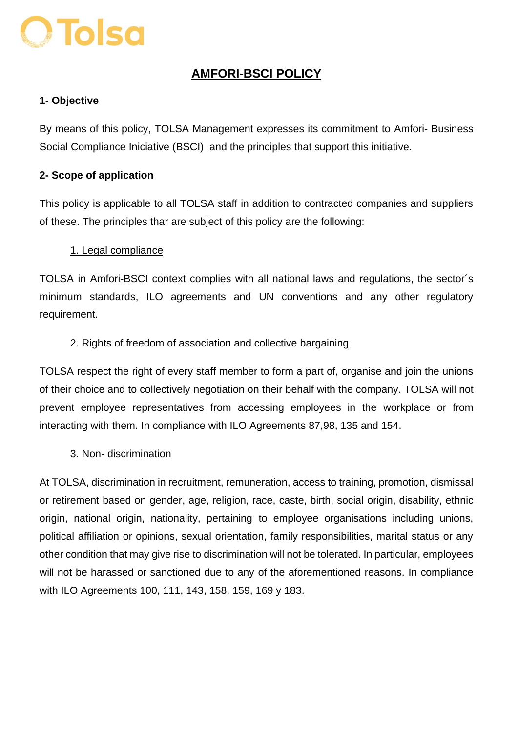# AMFORI-BSCI POLICY

## 1- Objective

By means of this policy, TOLSA Management expresses its commitment to Amfori- Business Social Compliance Iniciative (BSCI) and the principles that support this initiative.

## 2- Scope of application

This policy is applicable to all TOLSA staff in addition to contracted companies and suppliers of these. The principles thar are subject of this policy are the following:

### 1. Legal compliance

TOLSA in Amfori-BSCI context complies with all national laws and regulations, the sector´s minimum standards, ILO agreements and UN conventions and any other regulatory requirement.

### 2. Rights of freedom of association and collective bargaining

TOLSA respect the right of every staff member to form a part of, organise and join the unions of their choice and to collectively negotiation on their behalf with the company. TOLSA will not prevent employee representatives from accessing employees in the workplace or from interacting with them. In compliance with ILO Agreements 87,98, 135 and 154.

### 3. Non- discrimination

At TOLSA, discrimination in recruitment, remuneration, access to training, promotion, dismissal or retirement based on gender, age, religion, race, caste, birth, social origin, disability, ethnic origin, national origin, nationality, pertaining to employee organisations including unions, political affiliation or opinions, sexual orientation, family responsibilities, marital status or any other condition that may give rise to discrimination will not be tolerated. In particular, employees will not be harassed or sanctioned due to any of the aforementioned reasons. In compliance with ILO Agreements 100, 111, 143, 158, 159, 169 y 183.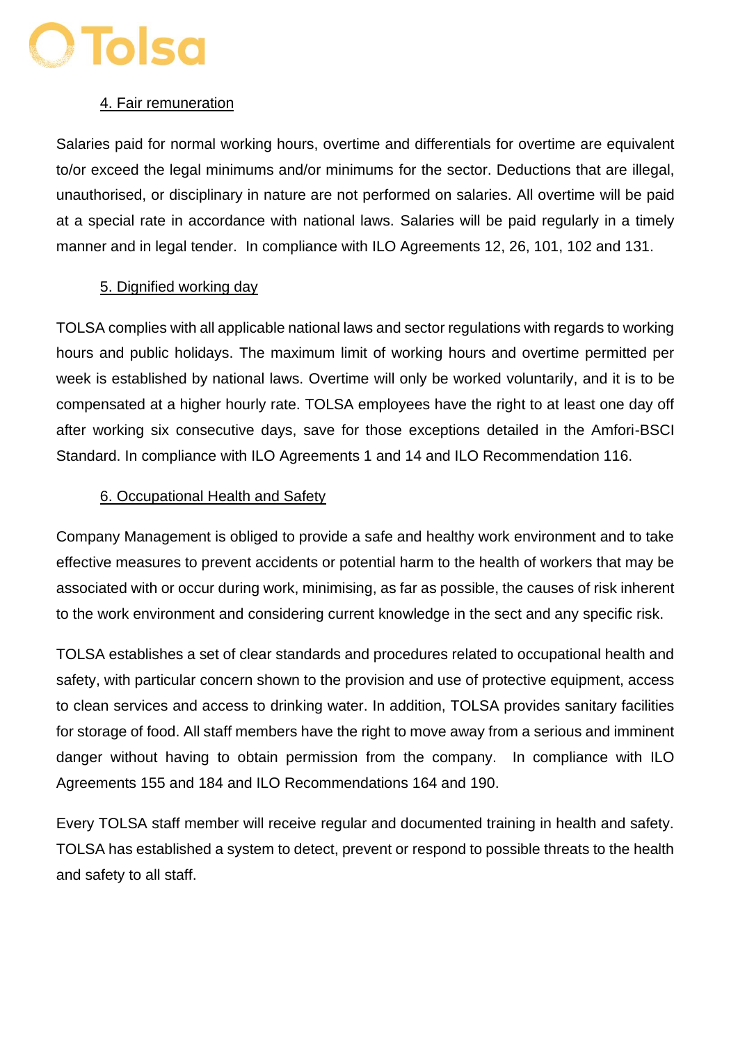## 4. Fair remuneration

Salaries paid for normal working hours, overtime and differentials for overtime are equivalent to/or exceed the legal minimums and/or minimums for the sector. Deductions that are illegal, unauthorised, or disciplinary in nature are not performed on salaries. All overtime will be paid at a special rate in accordance with national laws. Salaries will be paid regularly in a timely manner and in legal tender. In compliance with ILO Agreements 12, 26, 101, 102 and 131.

## 5. Dignified working day

TOLSA complies with all applicable national laws and sector regulations with regards to working hours and public holidays. The maximum limit of working hours and overtime permitted per week is established by national laws. Overtime will only be worked voluntarily, and it is to be compensated at a higher hourly rate. TOLSA employees have the right to at least one day off after working six consecutive days, save for those exceptions detailed in the Amfori-BSCI Standard. In compliance with ILO Agreements 1 and 14 and ILO Recommendation 116.

## 6. Occupational Health and Safety

Company Management is obliged to provide a safe and healthy work environment and to take effective measures to prevent accidents or potential harm to the health of workers that may be associated with or occur during work, minimising, as far as possible, the causes of risk inherent to the work environment and considering current knowledge in the sect and any specific risk.

TOLSA establishes a set of clear standards and procedures related to occupational health and safety, with particular concern shown to the provision and use of protective equipment, access to clean services and access to drinking water. In addition, TOLSA provides sanitary facilities for storage of food. All staff members have the right to move away from a serious and imminent danger without having to obtain permission from the company. In compliance with ILO Agreements 155 and 184 and ILO Recommendations 164 and 190.

Every TOLSA staff member will receive regular and documented training in health and safety. TOLSA has established a system to detect, prevent or respond to possible threats to the health and safety to all staff.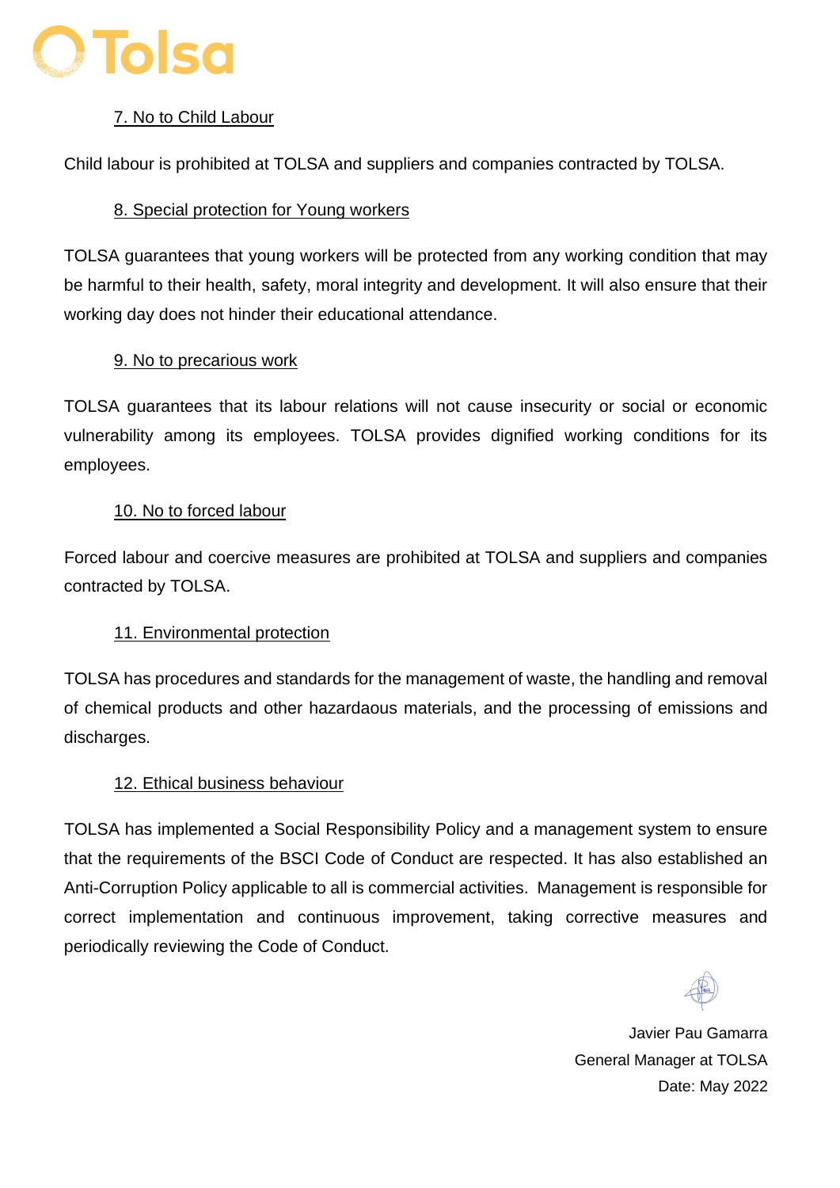### 7. No to Child Labour

Child labour is prohibited at TOLSA and suppliers and companies contracted by TOLSA.

### 8. Special protection for Young workers

TOLSA guarantees that young workers will be protected from any working condition that may be harmful to their health, safety, moral integrity and development. It will also ensure that their working day does not hinder their educational attendance.

### 9. No to precarious work

TOLSA guarantees that its labour relations will not cause insecurity or social or economic vulnerability among its employees. TOLSA provides dignified working conditions for its employees.

### 10. No to forced labour

Forced labour and coercive measures are prohibited at TOLSA and suppliers and companies contracted by TOLSA.

### 11. Environmental protection

TOLSA has procedures and standards for the management of waste, the handling and removal of chemical products and other hazardaous materials, and the processing of emissions and discharges.

### 12. Ethical business behaviour

TOLSA has implemented a Social Responsibility Policy and a management system to ensure that the requirements of the BSCI Code of Conduct are respected. It has also established an Anti-Corruption Policy applicable to all is commercial activities. Management is responsible for correct implementation and continuous improvement, taking corrective measures and periodically reviewing the Code of Conduct.

Javier Pau Gamarra
General Manager at TOLSA
Date: May 2022